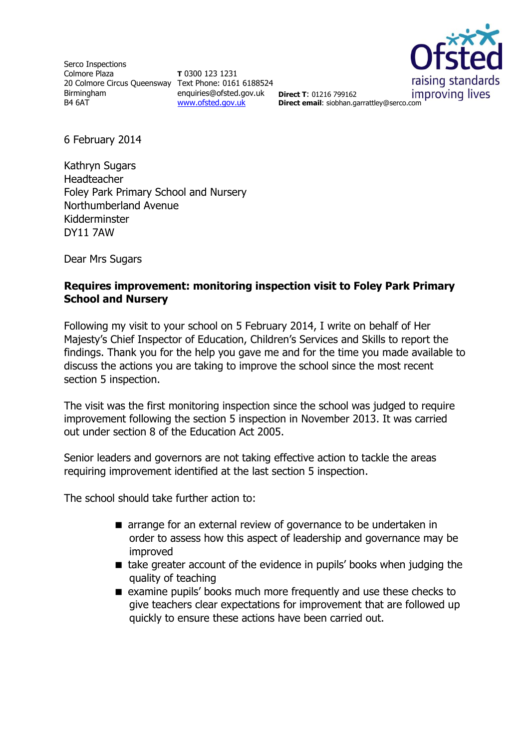Serco Inspections
Colmore Plaza
20 Colmore Circus Queensway
Birmingham
B4 6AT

**T** 0300 123 1231
Text Phone: 0161 6188524
enquiries@ofsted.gov.uk
www.ofsted.gov.uk

**Direct T**: 01216 799162
**Direct email**: siobhan.garrattley@serco.com

6 February 2014

Kathryn Sugars
Headteacher
Foley Park Primary School and Nursery
Northumberland Avenue
Kidderminster
DY11 7AW

Dear Mrs Sugars

**Requires improvement: monitoring inspection visit to Foley Park Primary School and Nursery**

Following my visit to your school on 5 February 2014, I write on behalf of Her Majesty's Chief Inspector of Education, Children's Services and Skills to report the findings. Thank you for the help you gave me and for the time you made available to discuss the actions you are taking to improve the school since the most recent section 5 inspection.

The visit was the first monitoring inspection since the school was judged to require improvement following the section 5 inspection in November 2013. It was carried out under section 8 of the Education Act 2005.

Senior leaders and governors are not taking effective action to tackle the areas requiring improvement identified at the last section 5 inspection.

The school should take further action to:

- arrange for an external review of governance to be undertaken in order to assess how this aspect of leadership and governance may be improved
- take greater account of the evidence in pupils' books when judging the quality of teaching
- examine pupils' books much more frequently and use these checks to give teachers clear expectations for improvement that are followed up quickly to ensure these actions have been carried out.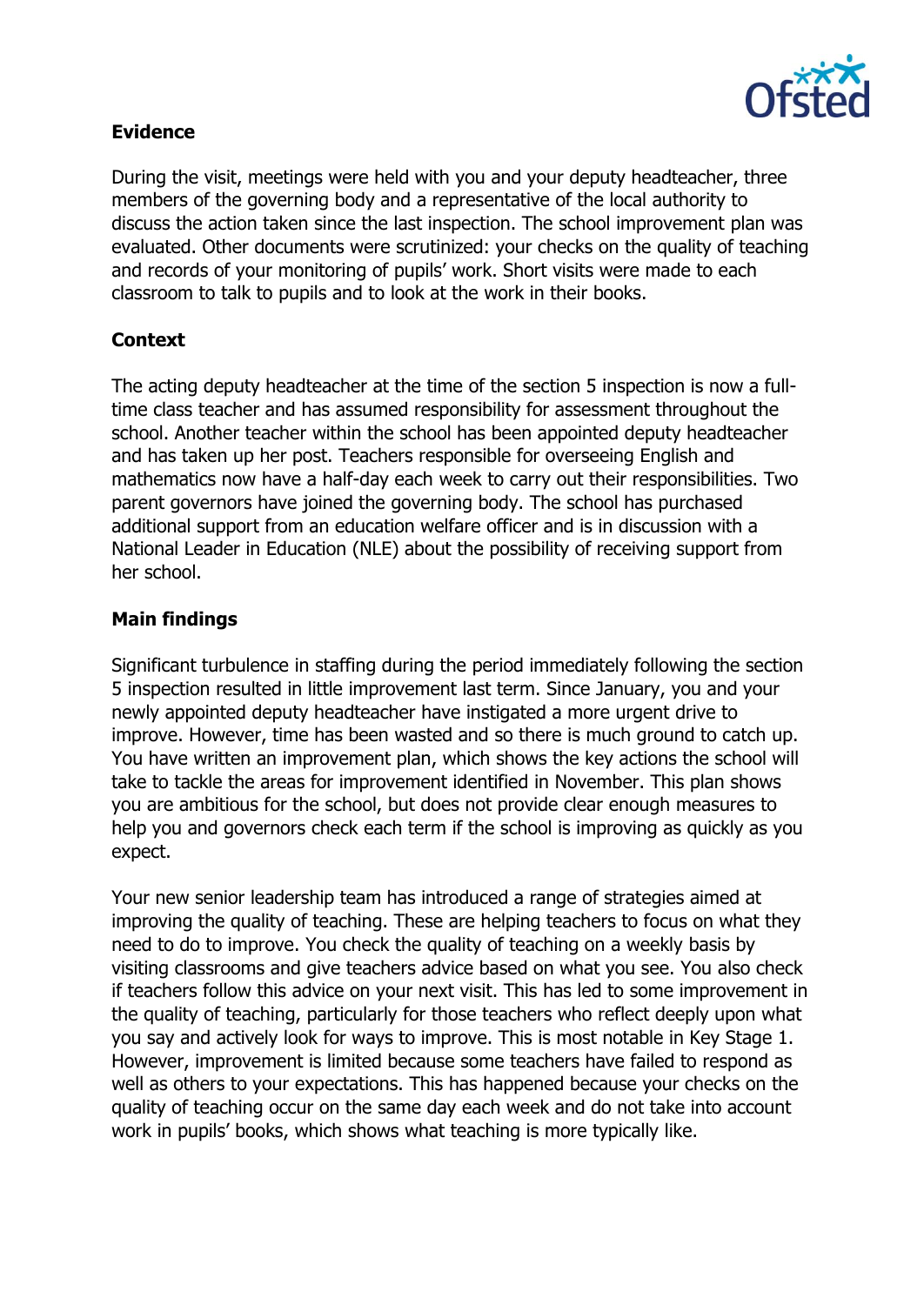## Evidence

During the visit, meetings were held with you and your deputy headteacher, three members of the governing body and a representative of the local authority to discuss the action taken since the last inspection. The school improvement plan was evaluated. Other documents were scrutinized: your checks on the quality of teaching and records of your monitoring of pupils' work. Short visits were made to each classroom to talk to pupils and to look at the work in their books.

## Context

The acting deputy headteacher at the time of the section 5 inspection is now a full-time class teacher and has assumed responsibility for assessment throughout the school. Another teacher within the school has been appointed deputy headteacher and has taken up her post. Teachers responsible for overseeing English and mathematics now have a half-day each week to carry out their responsibilities. Two parent governors have joined the governing body. The school has purchased additional support from an education welfare officer and is in discussion with a National Leader in Education (NLE) about the possibility of receiving support from her school.

## Main findings

Significant turbulence in staffing during the period immediately following the section 5 inspection resulted in little improvement last term. Since January, you and your newly appointed deputy headteacher have instigated a more urgent drive to improve. However, time has been wasted and so there is much ground to catch up. You have written an improvement plan, which shows the key actions the school will take to tackle the areas for improvement identified in November. This plan shows you are ambitious for the school, but does not provide clear enough measures to help you and governors check each term if the school is improving as quickly as you expect.

Your new senior leadership team has introduced a range of strategies aimed at improving the quality of teaching. These are helping teachers to focus on what they need to do to improve. You check the quality of teaching on a weekly basis by visiting classrooms and give teachers advice based on what you see. You also check if teachers follow this advice on your next visit. This has led to some improvement in the quality of teaching, particularly for those teachers who reflect deeply upon what you say and actively look for ways to improve. This is most notable in Key Stage 1. However, improvement is limited because some teachers have failed to respond as well as others to your expectations. This has happened because your checks on the quality of teaching occur on the same day each week and do not take into account work in pupils' books, which shows what teaching is more typically like.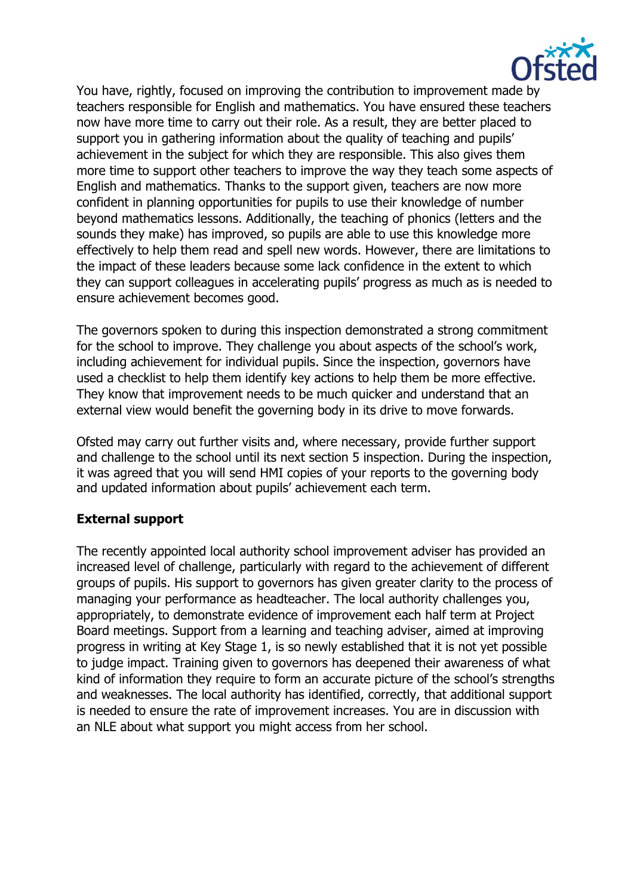You have, rightly, focused on improving the contribution to improvement made by teachers responsible for English and mathematics. You have ensured these teachers now have more time to carry out their role. As a result, they are better placed to support you in gathering information about the quality of teaching and pupils' achievement in the subject for which they are responsible. This also gives them more time to support other teachers to improve the way they teach some aspects of English and mathematics. Thanks to the support given, teachers are now more confident in planning opportunities for pupils to use their knowledge of number beyond mathematics lessons. Additionally, the teaching of phonics (letters and the sounds they make) has improved, so pupils are able to use this knowledge more effectively to help them read and spell new words. However, there are limitations to the impact of these leaders because some lack confidence in the extent to which they can support colleagues in accelerating pupils' progress as much as is needed to ensure achievement becomes good.

The governors spoken to during this inspection demonstrated a strong commitment for the school to improve. They challenge you about aspects of the school's work, including achievement for individual pupils. Since the inspection, governors have used a checklist to help them identify key actions to help them be more effective. They know that improvement needs to be much quicker and understand that an external view would benefit the governing body in its drive to move forwards.

Ofsted may carry out further visits and, where necessary, provide further support and challenge to the school until its next section 5 inspection. During the inspection, it was agreed that you will send HMI copies of your reports to the governing body and updated information about pupils' achievement each term.

**External support**

The recently appointed local authority school improvement adviser has provided an increased level of challenge, particularly with regard to the achievement of different groups of pupils. His support to governors has given greater clarity to the process of managing your performance as headteacher. The local authority challenges you, appropriately, to demonstrate evidence of improvement each half term at Project Board meetings. Support from a learning and teaching adviser, aimed at improving progress in writing at Key Stage 1, is so newly established that it is not yet possible to judge impact. Training given to governors has deepened their awareness of what kind of information they require to form an accurate picture of the school's strengths and weaknesses. The local authority has identified, correctly, that additional support is needed to ensure the rate of improvement increases. You are in discussion with an NLE about what support you might access from her school.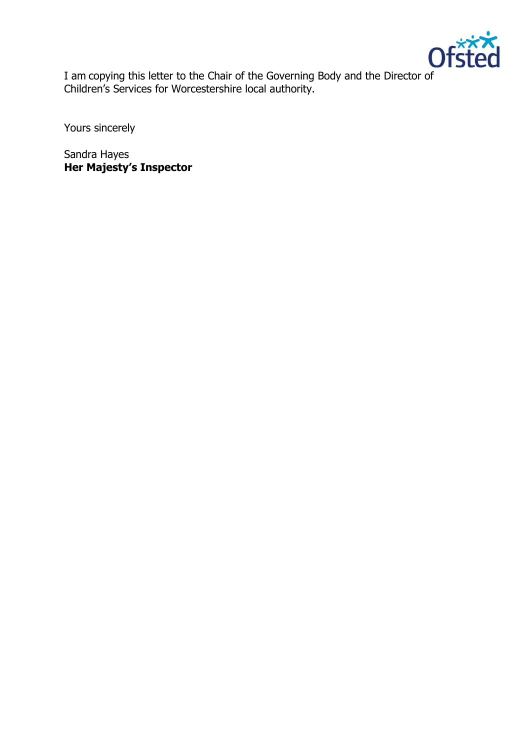I am copying this letter to the Chair of the Governing Body and the Director of Children's Services for Worcestershire local authority.

Yours sincerely

Sandra Hayes
**Her Majesty's Inspector**